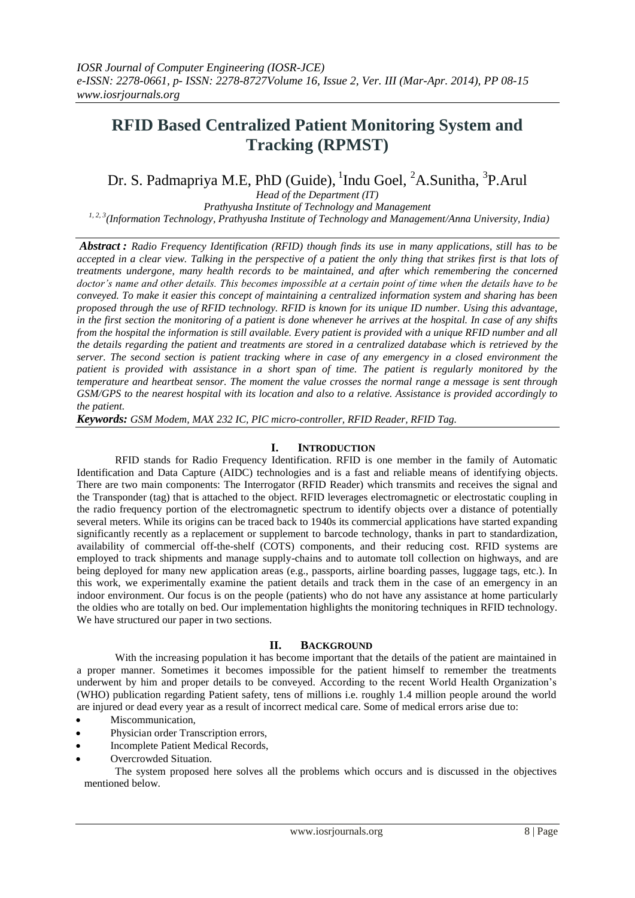# RFID Based Centralized Patient Monitoring System and Tracking (RPMST)

Dr. S. Padmapriya M.E, PhD (Guide), [1]Indu Goel, [2]A.Sunitha, [3]P.Arul

*Head of the Department (IT)*
*Prathyusha Institute of Technology and Management*
*[1, 2, 3](Information Technology, Prathyusha Institute of Technology and Management/Anna University, India)*

***Abstract :*** *Radio Frequency Identification (RFID) though finds its use in many applications, still has to be accepted in a clear view. Talking in the perspective of a patient the only thing that strikes first is that lots of treatments undergone, many health records to be maintained, and after which remembering the concerned doctor's name and other details. This becomes impossible at a certain point of time when the details have to be conveyed. To make it easier this concept of maintaining a centralized information system and sharing has been proposed through the use of RFID technology. RFID is known for its unique ID number. Using this advantage, in the first section the monitoring of a patient is done whenever he arrives at the hospital. In case of any shifts from the hospital the information is still available. Every patient is provided with a unique RFID number and all the details regarding the patient and treatments are stored in a centralized database which is retrieved by the server. The second section is patient tracking where in case of any emergency in a closed environment the patient is provided with assistance in a short span of time. The patient is regularly monitored by the temperature and heartbeat sensor. The moment the value crosses the normal range a message is sent through GSM/GPS to the nearest hospital with its location and also to a relative. Assistance is provided accordingly to the patient.*

***Keywords:*** *GSM Modem, MAX 232 IC, PIC micro-controller, RFID Reader, RFID Tag.*

## I. Introduction

RFID stands for Radio Frequency Identification. RFID is one member in the family of Automatic Identification and Data Capture (AIDC) technologies and is a fast and reliable means of identifying objects. There are two main components: The Interrogator (RFID Reader) which transmits and receives the signal and the Transponder (tag) that is attached to the object. RFID leverages electromagnetic or electrostatic coupling in the radio frequency portion of the electromagnetic spectrum to identify objects over a distance of potentially several meters. While its origins can be traced back to 1940s its commercial applications have started expanding significantly recently as a replacement or supplement to barcode technology, thanks in part to standardization, availability of commercial off-the-shelf (COTS) components, and their reducing cost. RFID systems are employed to track shipments and manage supply-chains and to automate toll collection on highways, and are being deployed for many new application areas (e.g., passports, airline boarding passes, luggage tags, etc.). In this work, we experimentally examine the patient details and track them in the case of an emergency in an indoor environment. Our focus is on the people (patients) who do not have any assistance at home particularly the oldies who are totally on bed. Our implementation highlights the monitoring techniques in RFID technology. We have structured our paper in two sections.

## II. Background

With the increasing population it has become important that the details of the patient are maintained in a proper manner. Sometimes it becomes impossible for the patient himself to remember the treatments underwent by him and proper details to be conveyed. According to the recent World Health Organization's (WHO) publication regarding Patient safety, tens of millions i.e. roughly 1.4 million people around the world are injured or dead every year as a result of incorrect medical care. Some of medical errors arise due to:

- Miscommunication,
- Physician order Transcription errors,
- Incomplete Patient Medical Records,
- Overcrowded Situation.

The system proposed here solves all the problems which occurs and is discussed in the objectives mentioned below.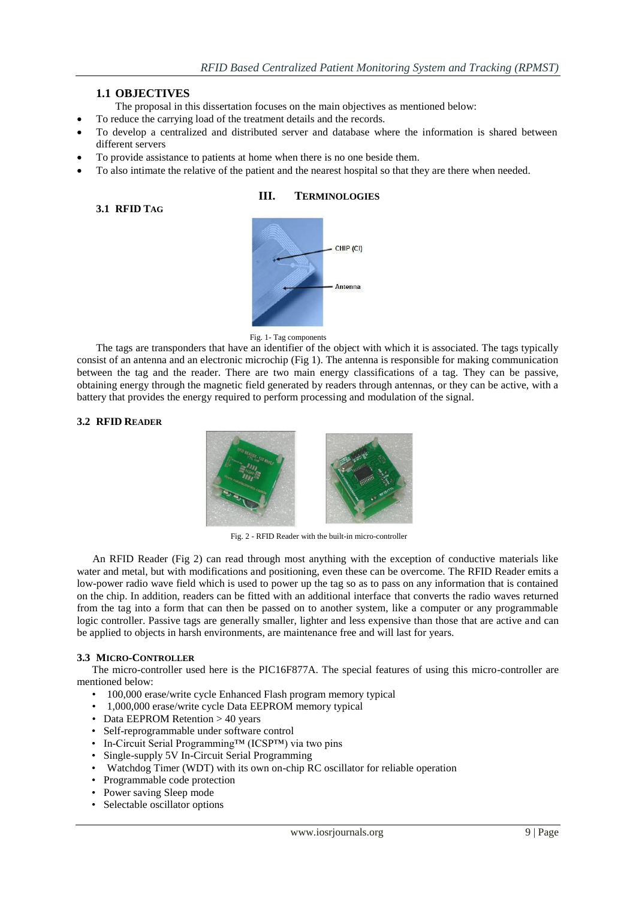## 1.1 OBJECTIVES

The proposal in this dissertation focuses on the main objectives as mentioned below:

- To reduce the carrying load of the treatment details and the records.
- To develop a centralized and distributed server and database where the information is shared between different servers
- To provide assistance to patients at home when there is no one beside them.
- To also intimate the relative of the patient and the nearest hospital so that they are there when needed.

# III. TERMINOLOGIES

## 3.1 RFID TAG

Fig. 1- Tag components

The tags are transponders that have an identifier of the object with which it is associated. The tags typically consist of an antenna and an electronic microchip (Fig 1). The antenna is responsible for making communication between the tag and the reader. There are two main energy classifications of a tag. They can be passive, obtaining energy through the magnetic field generated by readers through antennas, or they can be active, with a battery that provides the energy required to perform processing and modulation of the signal.

## 3.2 RFID READER

Fig. 2 - RFID Reader with the built-in micro-controller

An RFID Reader (Fig 2) can read through most anything with the exception of conductive materials like water and metal, but with modifications and positioning, even these can be overcome. The RFID Reader emits a low-power radio wave field which is used to power up the tag so as to pass on any information that is contained on the chip. In addition, readers can be fitted with an additional interface that converts the radio waves returned from the tag into a form that can then be passed on to another system, like a computer or any programmable logic controller. Passive tags are generally smaller, lighter and less expensive than those that are active and can be applied to objects in harsh environments, are maintenance free and will last for years.

## 3.3 MICRO-CONTROLLER

The micro-controller used here is the PIC16F877A. The special features of using this micro-controller are mentioned below:

- 100,000 erase/write cycle Enhanced Flash program memory typical
- 1,000,000 erase/write cycle Data EEPROM memory typical
- Data EEPROM Retention > 40 years
- Self-reprogrammable under software control
- In-Circuit Serial Programming™ (ICSP™) via two pins
- Single-supply 5V In-Circuit Serial Programming
- Watchdog Timer (WDT) with its own on-chip RC oscillator for reliable operation
- Programmable code protection
- Power saving Sleep mode
- Selectable oscillator options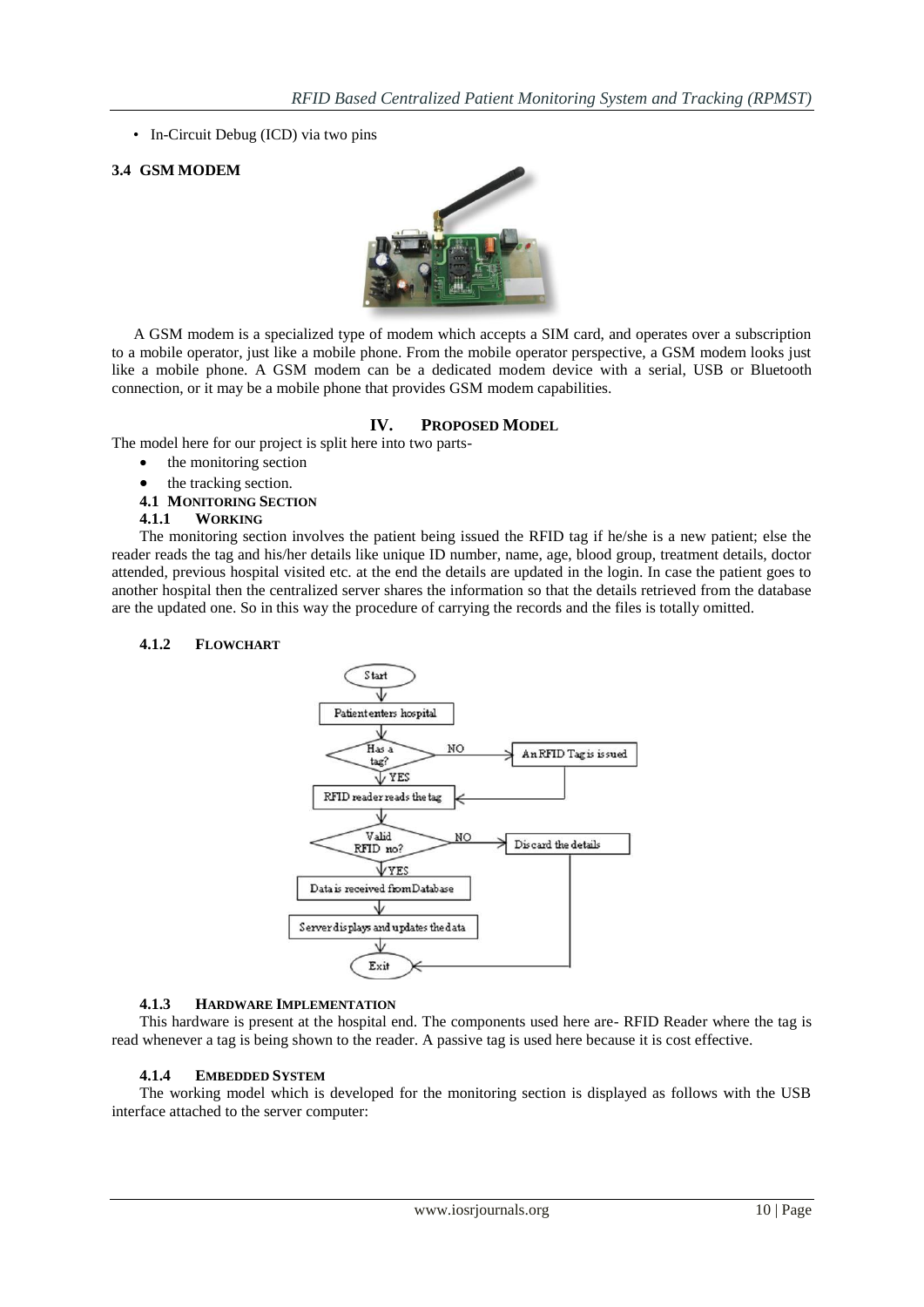- In-Circuit Debug (ICD) via two pins

### 3.4 GSM MODEM

A GSM modem is a specialized type of modem which accepts a SIM card, and operates over a subscription to a mobile operator, just like a mobile phone. From the mobile operator perspective, a GSM modem looks just like a mobile phone. A GSM modem can be a dedicated modem device with a serial, USB or Bluetooth connection, or it may be a mobile phone that provides GSM modem capabilities.

## IV. PROPOSED MODEL

The model here for our project is split here into two parts-

- the monitoring section
- the tracking section.

### 4.1 MONITORING SECTION

#### 4.1.1 WORKING

The monitoring section involves the patient being issued the RFID tag if he/she is a new patient; else the reader reads the tag and his/her details like unique ID number, name, age, blood group, treatment details, doctor attended, previous hospital visited etc. at the end the details are updated in the login. In case the patient goes to another hospital then the centralized server shares the information so that the details retrieved from the database are the updated one. So in this way the procedure of carrying the records and the files is totally omitted.

#### 4.1.2 FLOWCHART

#### 4.1.3 HARDWARE IMPLEMENTATION

This hardware is present at the hospital end. The components used here are- RFID Reader where the tag is read whenever a tag is being shown to the reader. A passive tag is used here because it is cost effective.

#### 4.1.4 EMBEDDED SYSTEM

The working model which is developed for the monitoring section is displayed as follows with the USB interface attached to the server computer: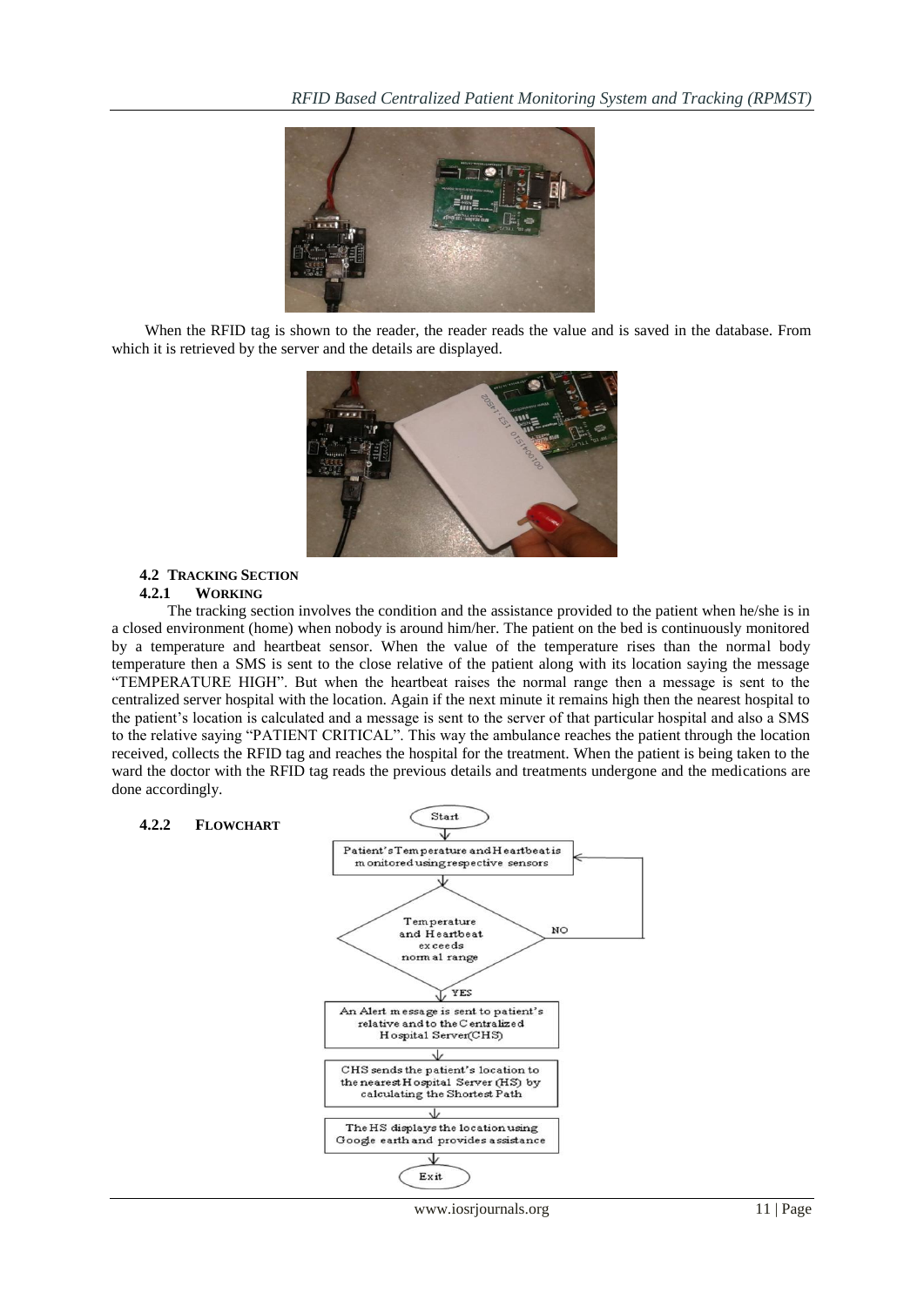When the RFID tag is shown to the reader, the reader reads the value and is saved in the database. From which it is retrieved by the server and the details are displayed.

### 4.2 TRACKING SECTION

#### 4.2.1 WORKING

The tracking section involves the condition and the assistance provided to the patient when he/she is in a closed environment (home) when nobody is around him/her. The patient on the bed is continuously monitored by a temperature and heartbeat sensor. When the value of the temperature rises than the normal body temperature then a SMS is sent to the close relative of the patient along with its location saying the message "TEMPERATURE HIGH". But when the heartbeat raises the normal range then a message is sent to the centralized server hospital with the location. Again if the next minute it remains high then the nearest hospital to the patient's location is calculated and a message is sent to the server of that particular hospital and also a SMS to the relative saying "PATIENT CRITICAL". This way the ambulance reaches the patient through the location received, collects the RFID tag and reaches the hospital for the treatment. When the patient is being taken to the ward the doctor with the RFID tag reads the previous details and treatments undergone and the medications are done accordingly.

#### 4.2.2 FLOWCHART

Start

Patient's Temperature and Heartbeat is monitored using respective sensors

Temperature and Heartbeat exceeds normal range — NO (return to monitoring) / YES

An Alert message is sent to patient's relative and to the Centralized Hospital Server(CHS)

CHS sends the patient's location to the nearest Hospital Server (HS) by calculating the Shortest Path

The HS displays the location using Google earth and provides assistance

Exit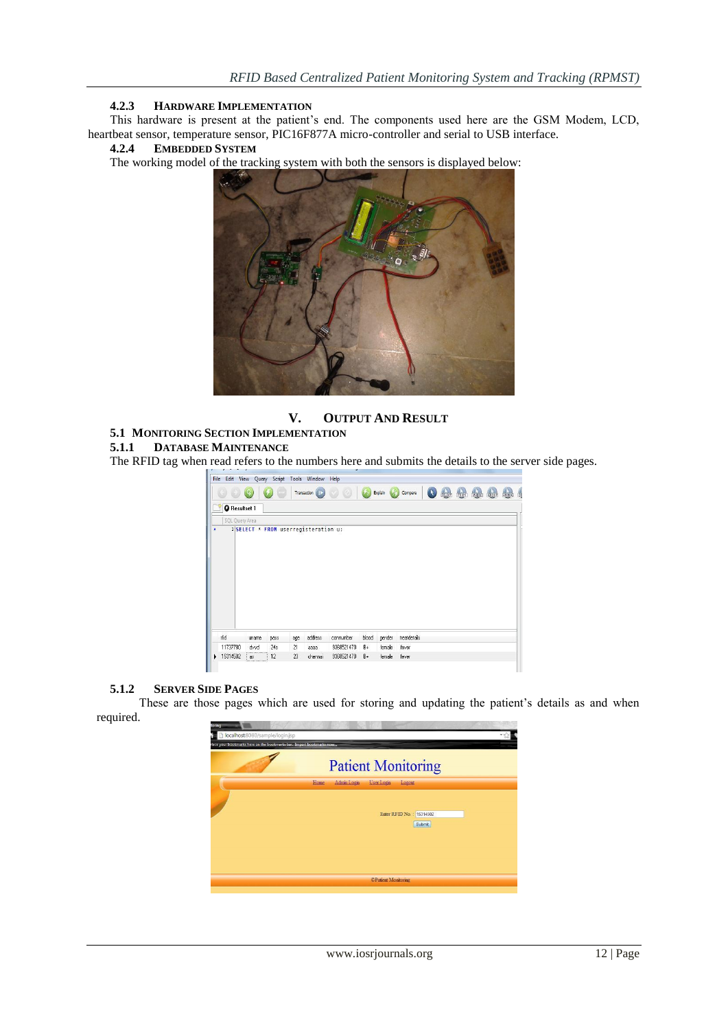### 4.2.3 HARDWARE IMPLEMENTATION

This hardware is present at the patient's end. The components used here are the GSM Modem, LCD, heartbeat sensor, temperature sensor, PIC16F877A micro-controller and serial to USB interface.

### 4.2.4 EMBEDDED SYSTEM

The working model of the tracking system with both the sensors is displayed below:

## V. OUTPUT AND RESULT

### 5.1 MONITORING SECTION IMPLEMENTATION

### 5.1.1 DATABASE MAINTENANCE

The RFID tag when read refers to the numbers here and submits the details to the server side pages.

### 5.1.2 SERVER SIDE PAGES

These are those pages which are used for storing and updating the patient's details as and when required.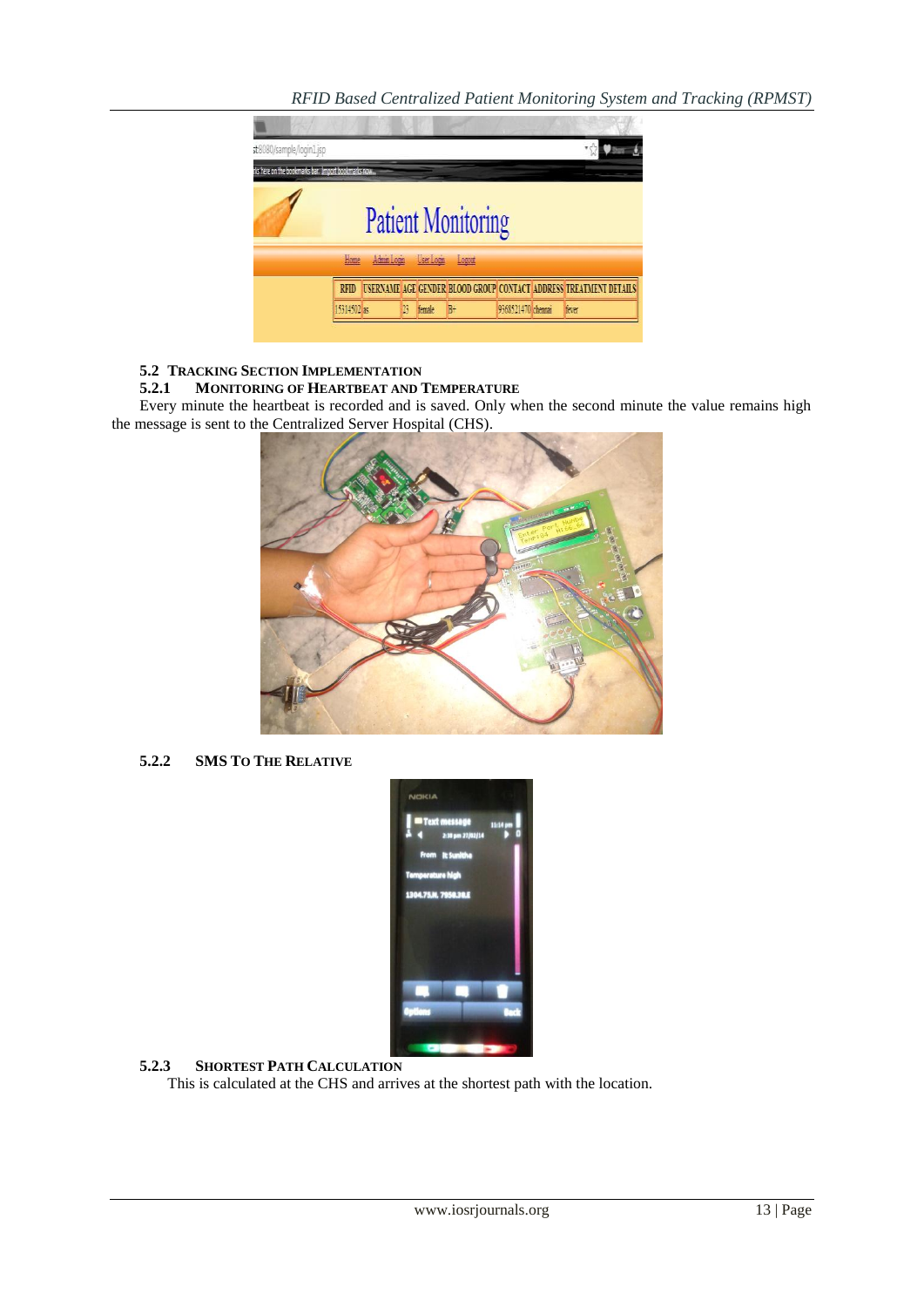### 5.2 Tracking Section Implementation

#### 5.2.1 Monitoring Of Heartbeat And Temperature

Every minute the heartbeat is recorded and is saved. Only when the second minute the value remains high the message is sent to the Centralized Server Hospital (CHS).

#### 5.2.2 SMS To The Relative

#### 5.2.3 Shortest Path Calculation

This is calculated at the CHS and arrives at the shortest path with the location.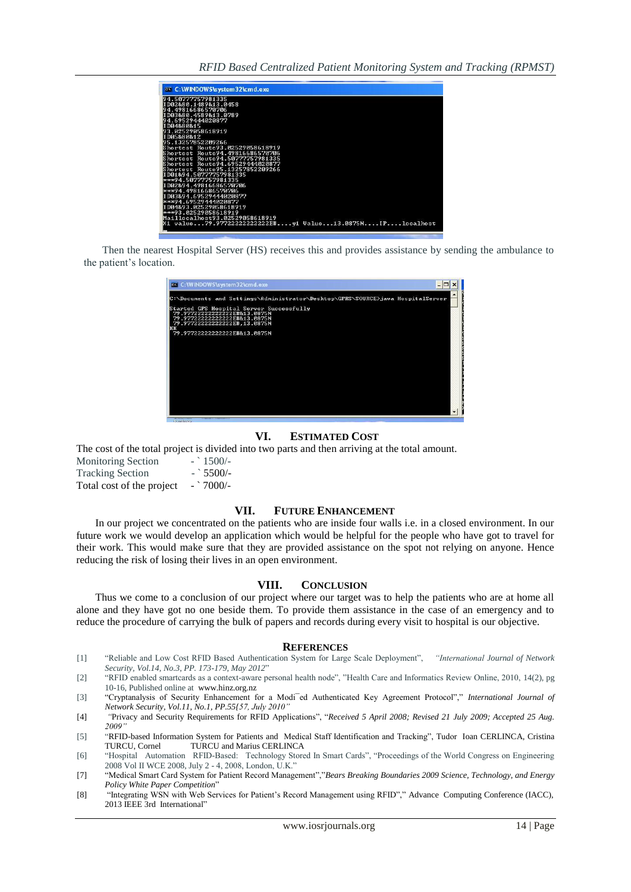Then the nearest Hospital Server (HS) receives this and provides assistance by sending the ambulance to the patient's location.

## VI. Estimated Cost

The cost of the total project is divided into two parts and then arriving at the total amount.

Monitoring Section - ` 1500/-
Tracking Section - ` 5500/-
Total cost of the project - ` 7000/-

## VII. Future Enhancement

In our project we concentrated on the patients who are inside four walls i.e. in a closed environment. In our future work we would develop an application which would be helpful for the people who have got to travel for their work. This would make sure that they are provided assistance on the spot not relying on anyone. Hence reducing the risk of losing their lives in an open environment.

## VIII. Conclusion

Thus we come to a conclusion of our project where our target was to help the patients who are at home all alone and they have got no one beside them. To provide them assistance in the case of an emergency and to reduce the procedure of carrying the bulk of papers and records during every visit to hospital is our objective.

## References

[1] "Reliable and Low Cost RFID Based Authentication System for Large Scale Deployment", *"International Journal of Network Security, Vol.14, No.3, PP. 173-179, May 2012"*

[2] "RFID enabled smartcards as a context-aware personal health node", "Health Care and Informatics Review Online, 2010, 14(2), pg 10-16, Published online at www.hinz.org.nz

[3] "Cryptanalysis of Security Enhancement for a Modi¯ed Authenticated Key Agreement Protocol"," *International Journal of Network Security, Vol.11, No.1, PP.55{57, July 2010"*

[4] "Privacy and Security Requirements for RFID Applications", "*Received 5 April 2008; Revised 21 July 2009; Accepted 25 Aug. 2009"*

[5] "RFID-based Information System for Patients and Medical Staff Identification and Tracking", Tudor Ioan CERLINCA, Cristina TURCU, Cornel TURCU and Marius CERLINCA

[6] "Hospital Automation RFID-Based: Technology Stored In Smart Cards", "Proceedings of the World Congress on Engineering 2008 Vol II WCE 2008, July 2 - 4, 2008, London, U.K."

[7] "Medical Smart Card System for Patient Record Management","*Bears Breaking Boundaries 2009 Science, Technology, and Energy Policy White Paper Competition*"

[8] "Integrating WSN with Web Services for Patient's Record Management using RFID"," Advance Computing Conference (IACC), 2013 IEEE 3rd International"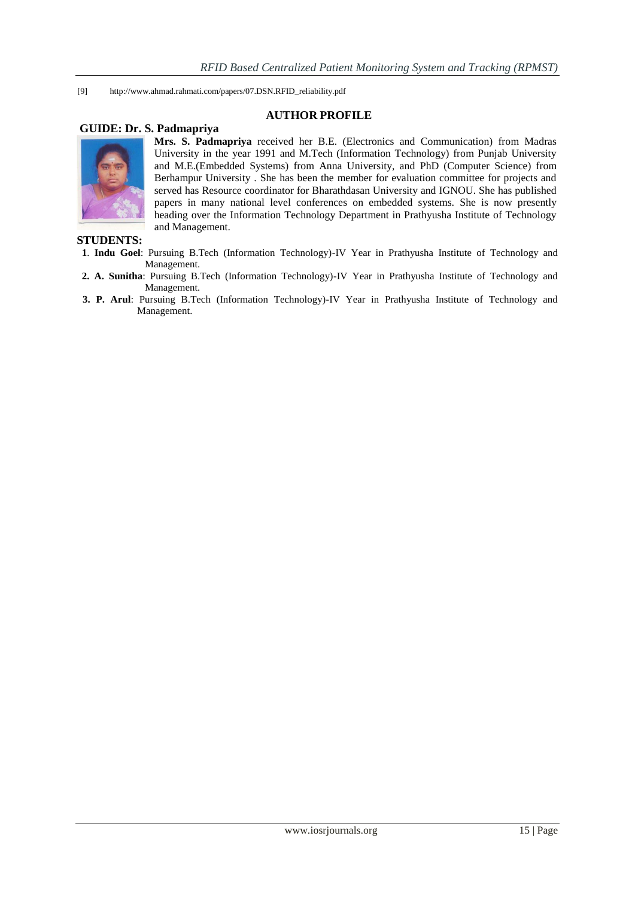[9] http://www.ahmad.rahmati.com/papers/07.DSN.RFID_reliability.pdf

## AUTHOR PROFILE

### GUIDE: Dr. S. Padmapriya

**Mrs. S. Padmapriya** received her B.E. (Electronics and Communication) from Madras University in the year 1991 and M.Tech (Information Technology) from Punjab University and M.E.(Embedded Systems) from Anna University, and PhD (Computer Science) from Berhampur University . She has been the member for evaluation committee for projects and served has Resource coordinator for Bharathdasan University and IGNOU. She has published papers in many national level conferences on embedded systems. She is now presently heading over the Information Technology Department in Prathyusha Institute of Technology and Management.

### STUDENTS:

1. **Indu Goel**: Pursuing B.Tech (Information Technology)-IV Year in Prathyusha Institute of Technology and Management.
2. **A. Sunitha**: Pursuing B.Tech (Information Technology)-IV Year in Prathyusha Institute of Technology and Management.
3. **P. Arul**: Pursuing B.Tech (Information Technology)-IV Year in Prathyusha Institute of Technology and Management.